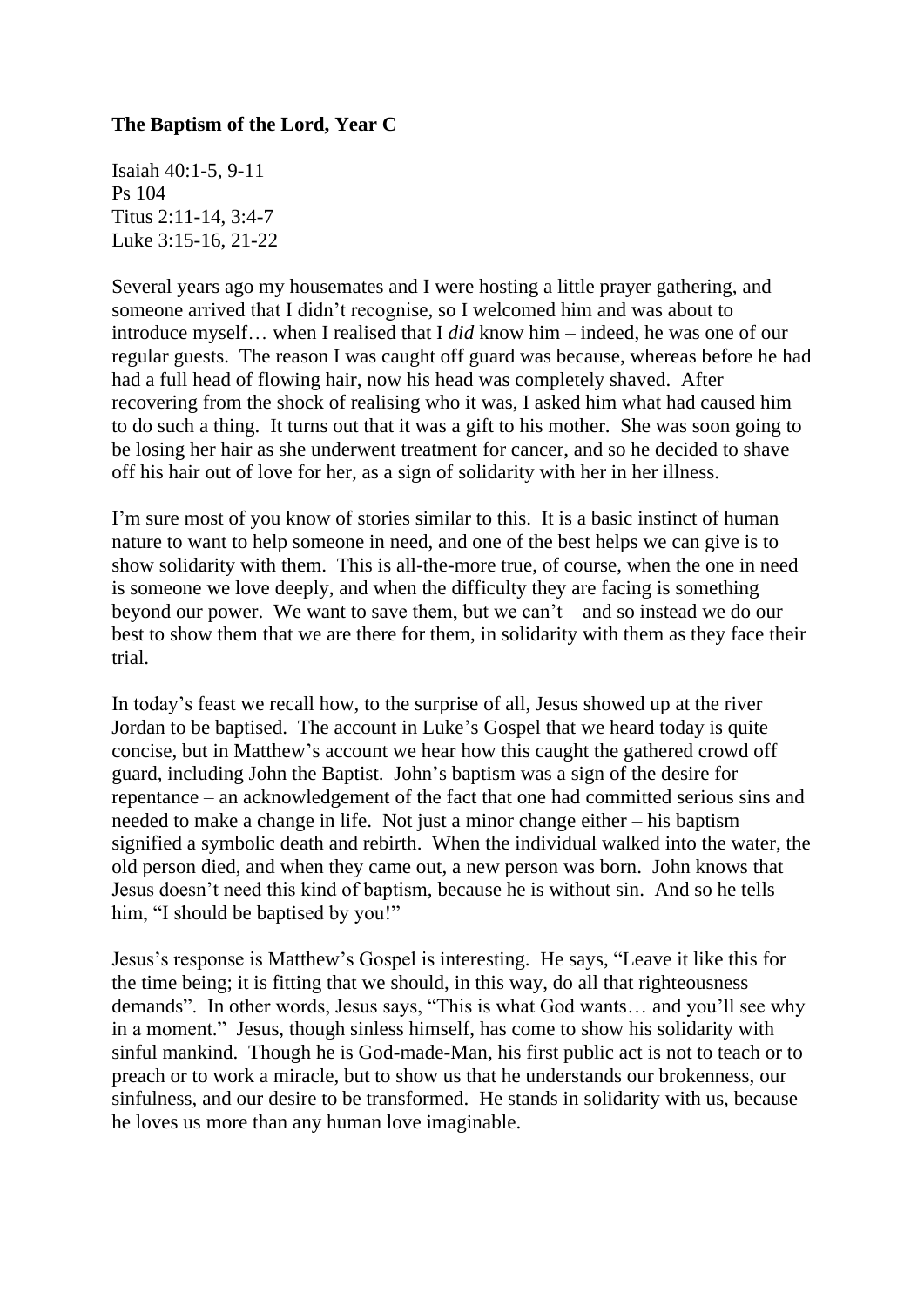**The Baptism of the Lord, Year C**

Isaiah 40:1-5, 9-11
Ps 104
Titus 2:11-14, 3:4-7
Luke 3:15-16, 21-22

Several years ago my housemates and I were hosting a little prayer gathering, and someone arrived that I didn't recognise, so I welcomed him and was about to introduce myself… when I realised that I *did* know him – indeed, he was one of our regular guests. The reason I was caught off guard was because, whereas before he had had a full head of flowing hair, now his head was completely shaved. After recovering from the shock of realising who it was, I asked him what had caused him to do such a thing. It turns out that it was a gift to his mother. She was soon going to be losing her hair as she underwent treatment for cancer, and so he decided to shave off his hair out of love for her, as a sign of solidarity with her in her illness.

I'm sure most of you know of stories similar to this. It is a basic instinct of human nature to want to help someone in need, and one of the best helps we can give is to show solidarity with them. This is all-the-more true, of course, when the one in need is someone we love deeply, and when the difficulty they are facing is something beyond our power. We want to save them, but we can't – and so instead we do our best to show them that we are there for them, in solidarity with them as they face their trial.

In today's feast we recall how, to the surprise of all, Jesus showed up at the river Jordan to be baptised. The account in Luke's Gospel that we heard today is quite concise, but in Matthew's account we hear how this caught the gathered crowd off guard, including John the Baptist. John's baptism was a sign of the desire for repentance – an acknowledgement of the fact that one had committed serious sins and needed to make a change in life. Not just a minor change either – his baptism signified a symbolic death and rebirth. When the individual walked into the water, the old person died, and when they came out, a new person was born. John knows that Jesus doesn't need this kind of baptism, because he is without sin. And so he tells him, "I should be baptised by you!"

Jesus's response is Matthew's Gospel is interesting. He says, "Leave it like this for the time being; it is fitting that we should, in this way, do all that righteousness demands". In other words, Jesus says, "This is what God wants… and you'll see why in a moment." Jesus, though sinless himself, has come to show his solidarity with sinful mankind. Though he is God-made-Man, his first public act is not to teach or to preach or to work a miracle, but to show us that he understands our brokenness, our sinfulness, and our desire to be transformed. He stands in solidarity with us, because he loves us more than any human love imaginable.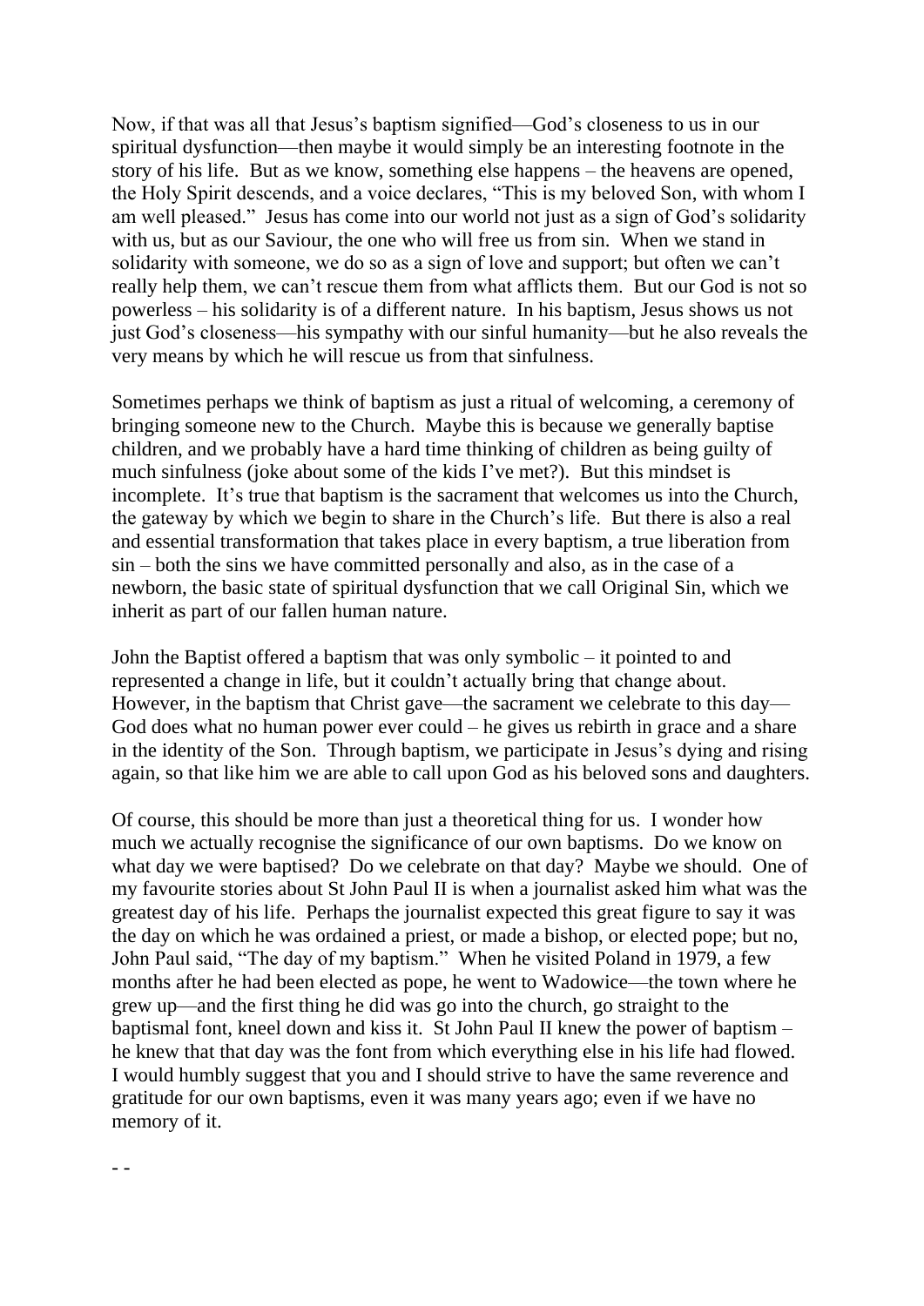Now, if that was all that Jesus's baptism signified—God's closeness to us in our spiritual dysfunction—then maybe it would simply be an interesting footnote in the story of his life. But as we know, something else happens – the heavens are opened, the Holy Spirit descends, and a voice declares, "This is my beloved Son, with whom I am well pleased." Jesus has come into our world not just as a sign of God's solidarity with us, but as our Saviour, the one who will free us from sin. When we stand in solidarity with someone, we do so as a sign of love and support; but often we can't really help them, we can't rescue them from what afflicts them. But our God is not so powerless – his solidarity is of a different nature. In his baptism, Jesus shows us not just God's closeness—his sympathy with our sinful humanity—but he also reveals the very means by which he will rescue us from that sinfulness.

Sometimes perhaps we think of baptism as just a ritual of welcoming, a ceremony of bringing someone new to the Church. Maybe this is because we generally baptise children, and we probably have a hard time thinking of children as being guilty of much sinfulness (joke about some of the kids I've met?). But this mindset is incomplete. It's true that baptism is the sacrament that welcomes us into the Church, the gateway by which we begin to share in the Church's life. But there is also a real and essential transformation that takes place in every baptism, a true liberation from sin – both the sins we have committed personally and also, as in the case of a newborn, the basic state of spiritual dysfunction that we call Original Sin, which we inherit as part of our fallen human nature.

John the Baptist offered a baptism that was only symbolic – it pointed to and represented a change in life, but it couldn't actually bring that change about. However, in the baptism that Christ gave—the sacrament we celebrate to this day—God does what no human power ever could – he gives us rebirth in grace and a share in the identity of the Son. Through baptism, we participate in Jesus's dying and rising again, so that like him we are able to call upon God as his beloved sons and daughters.

Of course, this should be more than just a theoretical thing for us. I wonder how much we actually recognise the significance of our own baptisms. Do we know on what day we were baptised? Do we celebrate on that day? Maybe we should. One of my favourite stories about St John Paul II is when a journalist asked him what was the greatest day of his life. Perhaps the journalist expected this great figure to say it was the day on which he was ordained a priest, or made a bishop, or elected pope; but no, John Paul said, "The day of my baptism." When he visited Poland in 1979, a few months after he had been elected as pope, he went to Wadowice—the town where he grew up—and the first thing he did was go into the church, go straight to the baptismal font, kneel down and kiss it. St John Paul II knew the power of baptism – he knew that that day was the font from which everything else in his life had flowed. I would humbly suggest that you and I should strive to have the same reverence and gratitude for our own baptisms, even it was many years ago; even if we have no memory of it.

- -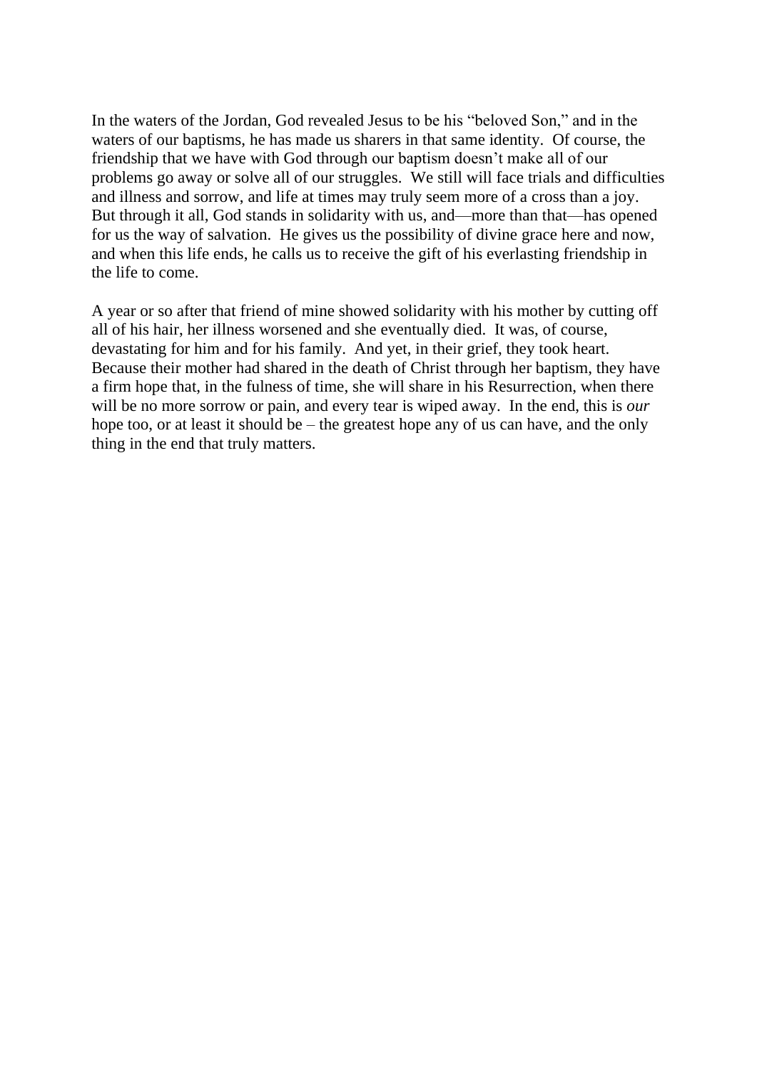In the waters of the Jordan, God revealed Jesus to be his “beloved Son,” and in the waters of our baptisms, he has made us sharers in that same identity. Of course, the friendship that we have with God through our baptism doesn’t make all of our problems go away or solve all of our struggles. We still will face trials and difficulties and illness and sorrow, and life at times may truly seem more of a cross than a joy. But through it all, God stands in solidarity with us, and—more than that—has opened for us the way of salvation. He gives us the possibility of divine grace here and now, and when this life ends, he calls us to receive the gift of his everlasting friendship in the life to come.

A year or so after that friend of mine showed solidarity with his mother by cutting off all of his hair, her illness worsened and she eventually died. It was, of course, devastating for him and for his family. And yet, in their grief, they took heart. Because their mother had shared in the death of Christ through her baptism, they have a firm hope that, in the fulness of time, she will share in his Resurrection, when there will be no more sorrow or pain, and every tear is wiped away. In the end, this is *our* hope too, or at least it should be – the greatest hope any of us can have, and the only thing in the end that truly matters.